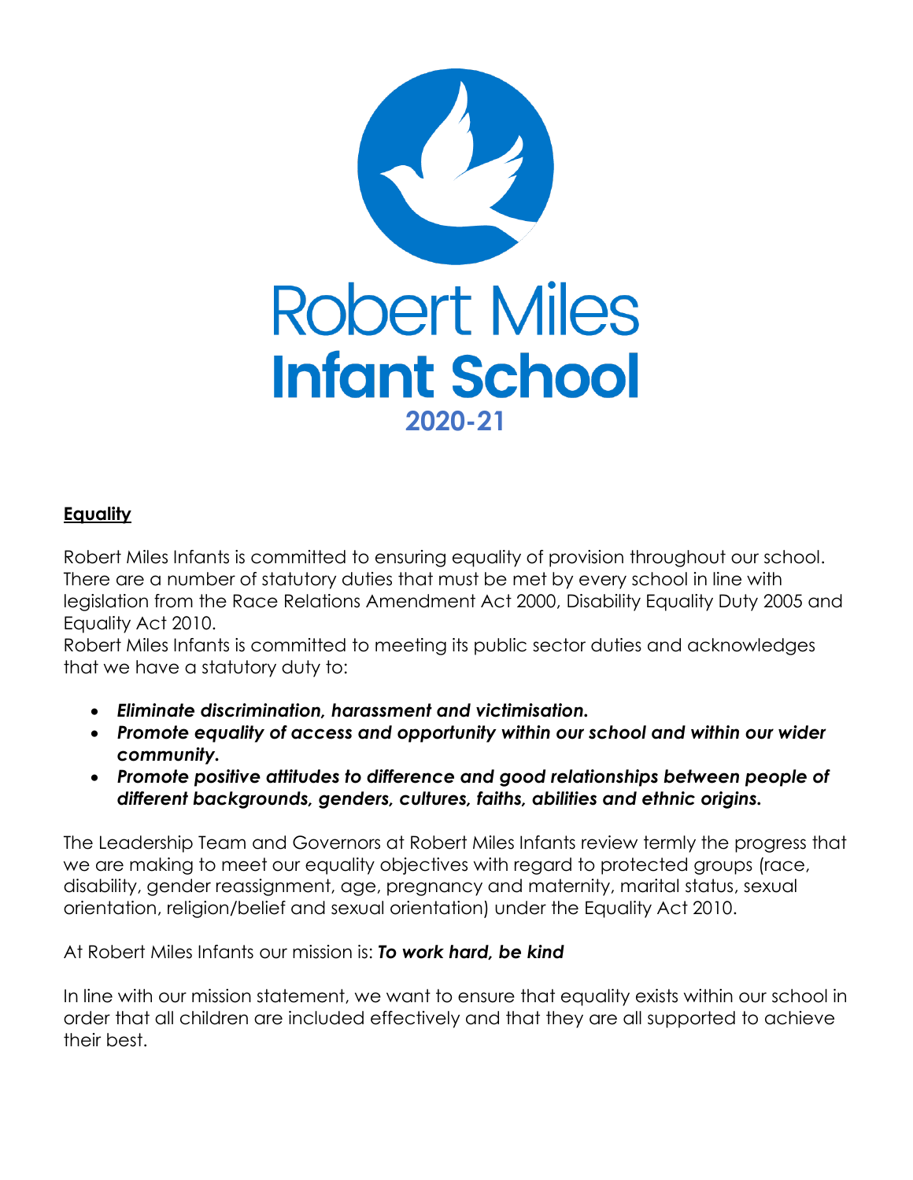# Robert Miles Infant School

2020-21

## Equality

Robert Miles Infants is committed to ensuring equality of provision throughout our school. There are a number of statutory duties that must be met by every school in line with legislation from the Race Relations Amendment Act 2000, Disability Equality Duty 2005 and Equality Act 2010.

Robert Miles Infants is committed to meeting its public sector duties and acknowledges that we have a statutory duty to:

- ***Eliminate discrimination, harassment and victimisation.***
- ***Promote equality of access and opportunity within our school and within our wider community.***
- ***Promote positive attitudes to difference and good relationships between people of different backgrounds, genders, cultures, faiths, abilities and ethnic origins.***

The Leadership Team and Governors at Robert Miles Infants review termly the progress that we are making to meet our equality objectives with regard to protected groups (race, disability, gender reassignment, age, pregnancy and maternity, marital status, sexual orientation, religion/belief and sexual orientation) under the Equality Act 2010.

At Robert Miles Infants our mission is: ***To work hard, be kind***

In line with our mission statement, we want to ensure that equality exists within our school in order that all children are included effectively and that they are all supported to achieve their best.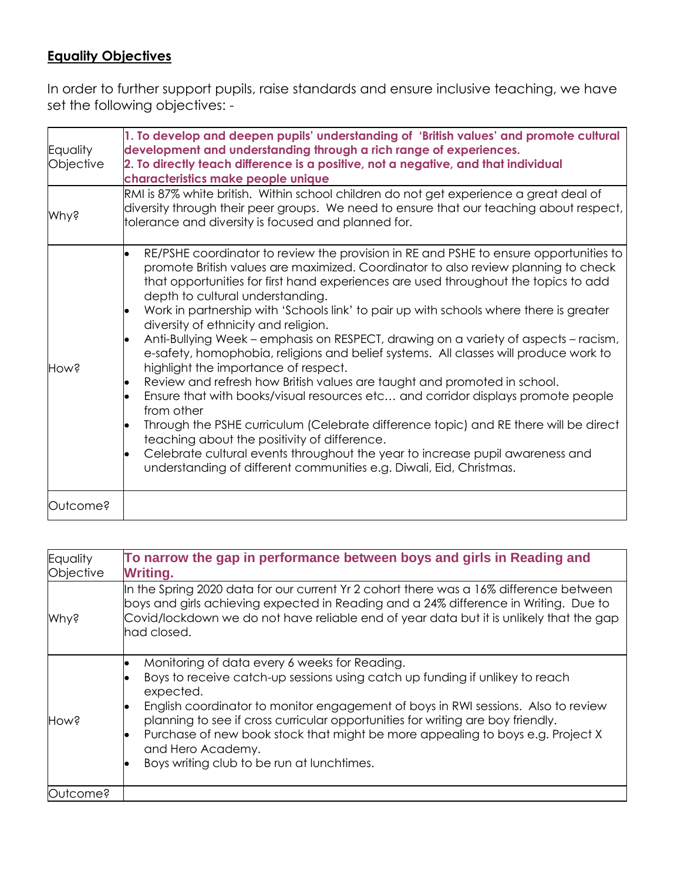## **Equality Objectives**

In order to further support pupils, raise standards and ensure inclusive teaching, we have set the following objectives: -

| | |
|---|---|
| Equality Objective | **1. To develop and deepen pupils' understanding of 'British values' and promote cultural development and understanding through a rich range of experiences.**<br>**2. To directly teach difference is a positive, not a negative, and that individual characteristics make people unique** |
| Why? | RMI is 87% white british. Within school children do not get experience a great deal of diversity through their peer groups. We need to ensure that our teaching about respect, tolerance and diversity is focused and planned for. |
| How? | • RE/PSHE coordinator to review the provision in RE and PSHE to ensure opportunities to promote British values are maximized. Coordinator to also review planning to check that opportunities for first hand experiences are used throughout the topics to add depth to cultural understanding.<br>• Work in partnership with 'Schools link' to pair up with schools where there is greater diversity of ethnicity and religion.<br>• Anti-Bullying Week – emphasis on RESPECT, drawing on a variety of aspects – racism, e-safety, homophobia, religions and belief systems. All classes will produce work to highlight the importance of respect.<br>• Review and refresh how British values are taught and promoted in school.<br>• Ensure that with books/visual resources etc… and corridor displays promote people from other<br>• Through the PSHE curriculum (Celebrate difference topic) and RE there will be direct teaching about the positivity of difference.<br>• Celebrate cultural events throughout the year to increase pupil awareness and understanding of different communities e.g. Diwali, Eid, Christmas. |
| Outcome? | |

| | |
|---|---|
| Equality Objective | **To narrow the gap in performance between boys and girls in Reading and Writing.** |
| Why? | In the Spring 2020 data for our current Yr 2 cohort there was a 16% difference between boys and girls achieving expected in Reading and a 24% difference in Writing. Due to Covid/lockdown we do not have reliable end of year data but it is unlikely that the gap had closed. |
| How? | • Monitoring of data every 6 weeks for Reading.<br>• Boys to receive catch-up sessions using catch up funding if unlikey to reach expected.<br>• English coordinator to monitor engagement of boys in RWI sessions. Also to review planning to see if cross curricular opportunities for writing are boy friendly.<br>• Purchase of new book stock that might be more appealing to boys e.g. Project X and Hero Academy.<br>• Boys writing club to be run at lunchtimes. |
| Outcome? | |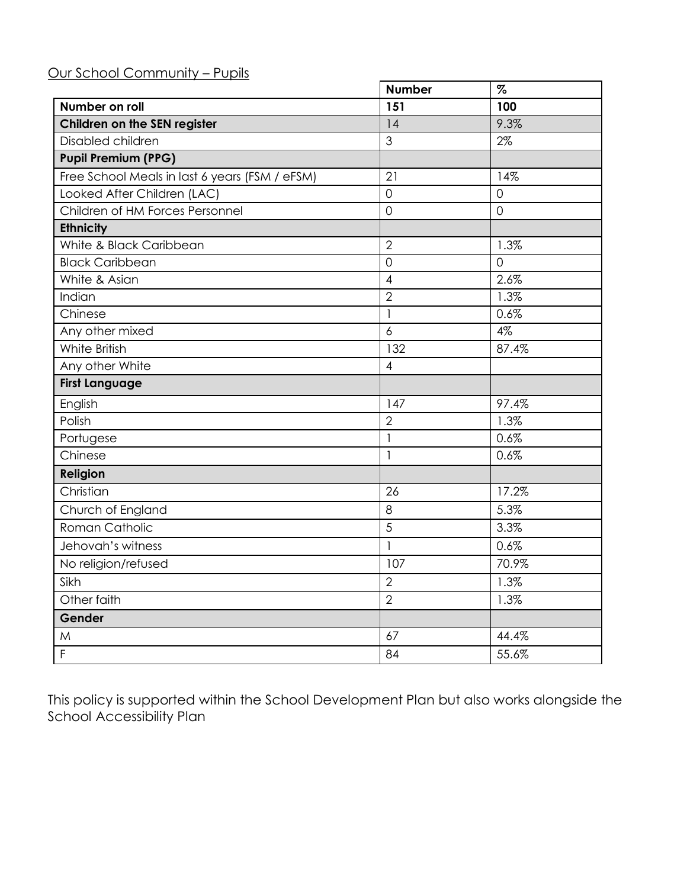Our School Community – Pupils

| | Number | % |
|---|---|---|
| **Number on roll** | **151** | **100** |
| **Children on the SEN register** | 14 | 9.3% |
| Disabled children | 3 | 2% |
| **Pupil Premium (PPG)** | | |
| Free School Meals in last 6 years (FSM / eFSM) | 21 | 14% |
| Looked After Children (LAC) | 0 | 0 |
| Children of HM Forces Personnel | 0 | 0 |
| **Ethnicity** | | |
| White & Black Caribbean | 2 | 1.3% |
| Black Caribbean | 0 | 0 |
| White & Asian | 4 | 2.6% |
| Indian | 2 | 1.3% |
| Chinese | 1 | 0.6% |
| Any other mixed | 6 | 4% |
| White British | 132 | 87.4% |
| Any other White | 4 | |
| **First Language** | | |
| English | 147 | 97.4% |
| Polish | 2 | 1.3% |
| Portugese | 1 | 0.6% |
| Chinese | 1 | 0.6% |
| **Religion** | | |
| Christian | 26 | 17.2% |
| Church of England | 8 | 5.3% |
| Roman Catholic | 5 | 3.3% |
| Jehovah's witness | 1 | 0.6% |
| No religion/refused | 107 | 70.9% |
| Sikh | 2 | 1.3% |
| Other faith | 2 | 1.3% |
| **Gender** | | |
| M | 67 | 44.4% |
| F | 84 | 55.6% |

This policy is supported within the School Development Plan but also works alongside the School Accessibility Plan